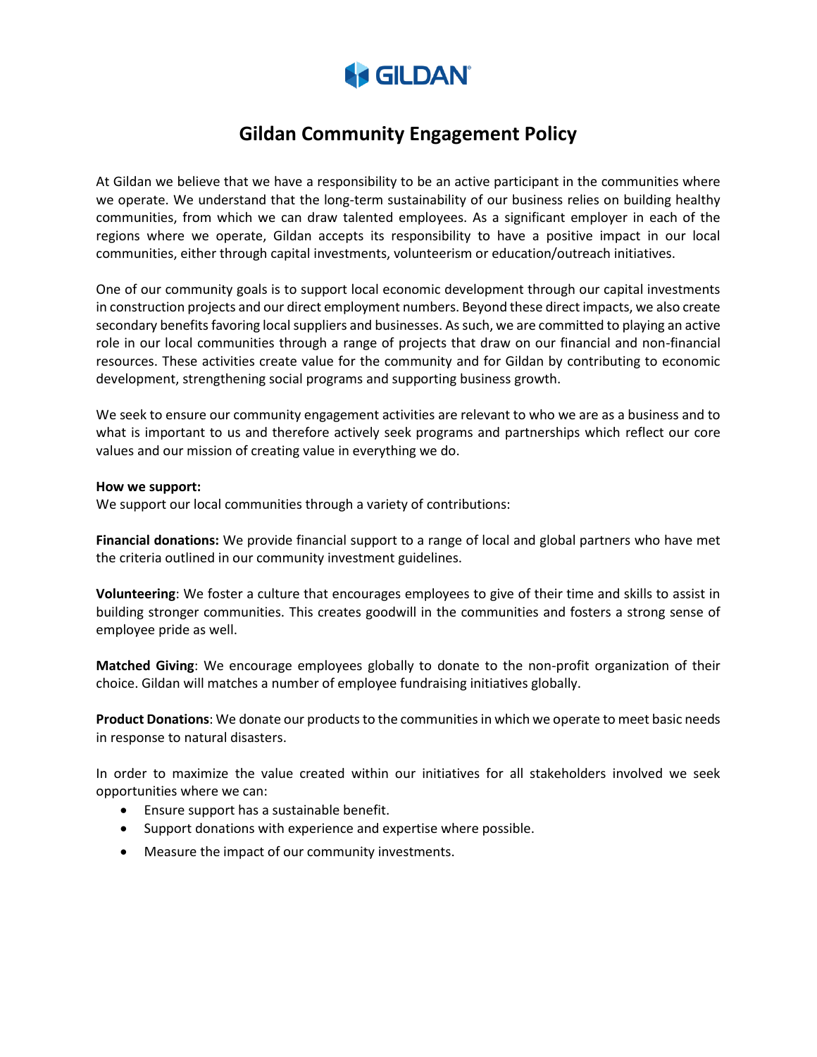GILDAN

# Gildan Community Engagement Policy

At Gildan we believe that we have a responsibility to be an active participant in the communities where we operate. We understand that the long-term sustainability of our business relies on building healthy communities, from which we can draw talented employees. As a significant employer in each of the regions where we operate, Gildan accepts its responsibility to have a positive impact in our local communities, either through capital investments, volunteerism or education/outreach initiatives.

One of our community goals is to support local economic development through our capital investments in construction projects and our direct employment numbers. Beyond these direct impacts, we also create secondary benefits favoring local suppliers and businesses. As such, we are committed to playing an active role in our local communities through a range of projects that draw on our financial and non-financial resources. These activities create value for the community and for Gildan by contributing to economic development, strengthening social programs and supporting business growth.

We seek to ensure our community engagement activities are relevant to who we are as a business and to what is important to us and therefore actively seek programs and partnerships which reflect our core values and our mission of creating value in everything we do.

**How we support:**
We support our local communities through a variety of contributions:

**Financial donations:** We provide financial support to a range of local and global partners who have met the criteria outlined in our community investment guidelines.

**Volunteering**: We foster a culture that encourages employees to give of their time and skills to assist in building stronger communities. This creates goodwill in the communities and fosters a strong sense of employee pride as well.

**Matched Giving**: We encourage employees globally to donate to the non-profit organization of their choice. Gildan will matches a number of employee fundraising initiatives globally.

**Product Donations**: We donate our products to the communities in which we operate to meet basic needs in response to natural disasters.

In order to maximize the value created within our initiatives for all stakeholders involved we seek opportunities where we can:

- Ensure support has a sustainable benefit.
- Support donations with experience and expertise where possible.
- Measure the impact of our community investments.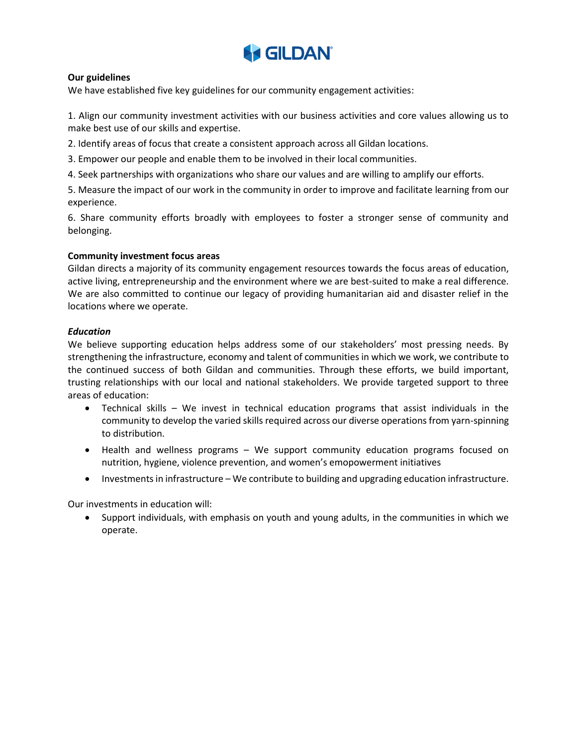**Our guidelines**

We have established five key guidelines for our community engagement activities:

1. Align our community investment activities with our business activities and core values allowing us to make best use of our skills and expertise.
2. Identify areas of focus that create a consistent approach across all Gildan locations.
3. Empower our people and enable them to be involved in their local communities.
4. Seek partnerships with organizations who share our values and are willing to amplify our efforts.
5. Measure the impact of our work in the community in order to improve and facilitate learning from our experience.
6. Share community efforts broadly with employees to foster a stronger sense of community and belonging.

**Community investment focus areas**

Gildan directs a majority of its community engagement resources towards the focus areas of education, active living, entrepreneurship and the environment where we are best-suited to make a real difference. We are also committed to continue our legacy of providing humanitarian aid and disaster relief in the locations where we operate.

***Education***

We believe supporting education helps address some of our stakeholders' most pressing needs. By strengthening the infrastructure, economy and talent of communities in which we work, we contribute to the continued success of both Gildan and communities. Through these efforts, we build important, trusting relationships with our local and national stakeholders. We provide targeted support to three areas of education:

- Technical skills – We invest in technical education programs that assist individuals in the community to develop the varied skills required across our diverse operations from yarn-spinning to distribution.
- Health and wellness programs – We support community education programs focused on nutrition, hygiene, violence prevention, and women's emopowerment initiatives
- Investments in infrastructure – We contribute to building and upgrading education infrastructure.

Our investments in education will:

- Support individuals, with emphasis on youth and young adults, in the communities in which we operate.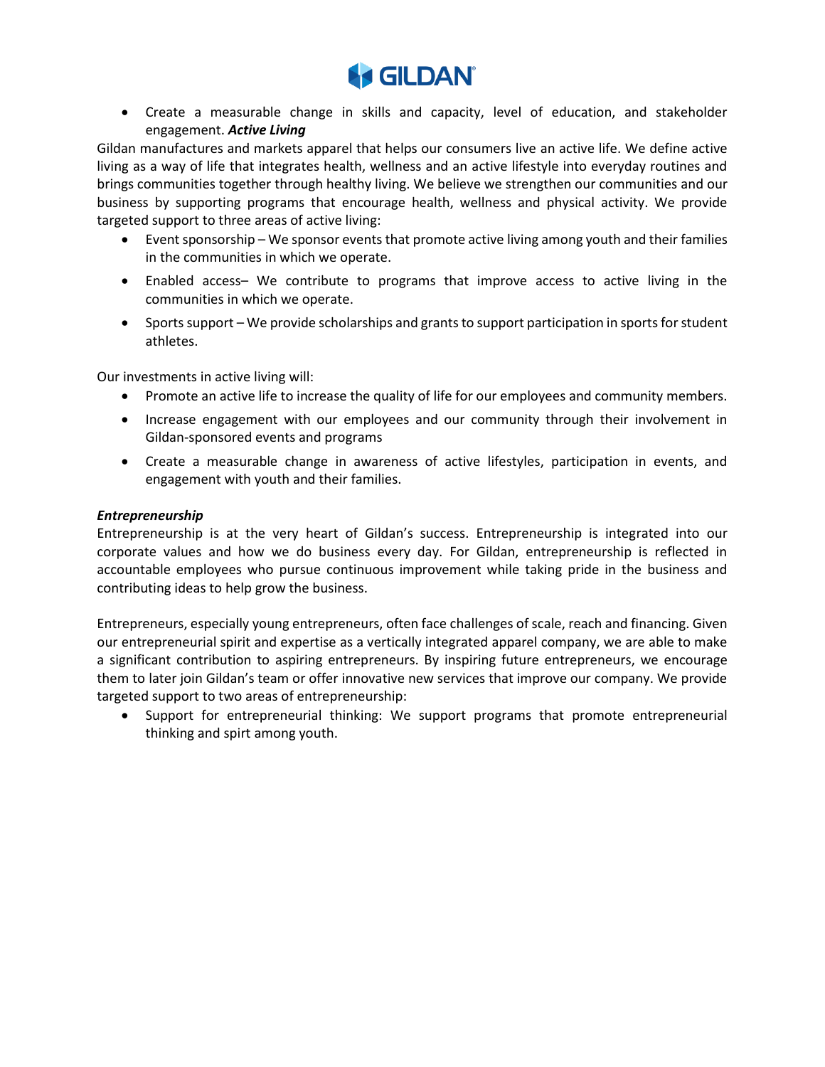- Create a measurable change in skills and capacity, level of education, and stakeholder engagement. ***Active Living***

Gildan manufactures and markets apparel that helps our consumers live an active life. We define active living as a way of life that integrates health, wellness and an active lifestyle into everyday routines and brings communities together through healthy living. We believe we strengthen our communities and our business by supporting programs that encourage health, wellness and physical activity. We provide targeted support to three areas of active living:

- Event sponsorship – We sponsor events that promote active living among youth and their families in the communities in which we operate.
- Enabled access– We contribute to programs that improve access to active living in the communities in which we operate.
- Sports support – We provide scholarships and grants to support participation in sports for student athletes.

Our investments in active living will:

- Promote an active life to increase the quality of life for our employees and community members.
- Increase engagement with our employees and our community through their involvement in Gildan-sponsored events and programs
- Create a measurable change in awareness of active lifestyles, participation in events, and engagement with youth and their families.

***Entrepreneurship***

Entrepreneurship is at the very heart of Gildan's success. Entrepreneurship is integrated into our corporate values and how we do business every day. For Gildan, entrepreneurship is reflected in accountable employees who pursue continuous improvement while taking pride in the business and contributing ideas to help grow the business.

Entrepreneurs, especially young entrepreneurs, often face challenges of scale, reach and financing. Given our entrepreneurial spirit and expertise as a vertically integrated apparel company, we are able to make a significant contribution to aspiring entrepreneurs. By inspiring future entrepreneurs, we encourage them to later join Gildan's team or offer innovative new services that improve our company. We provide targeted support to two areas of entrepreneurship:

- Support for entrepreneurial thinking: We support programs that promote entrepreneurial thinking and spirt among youth.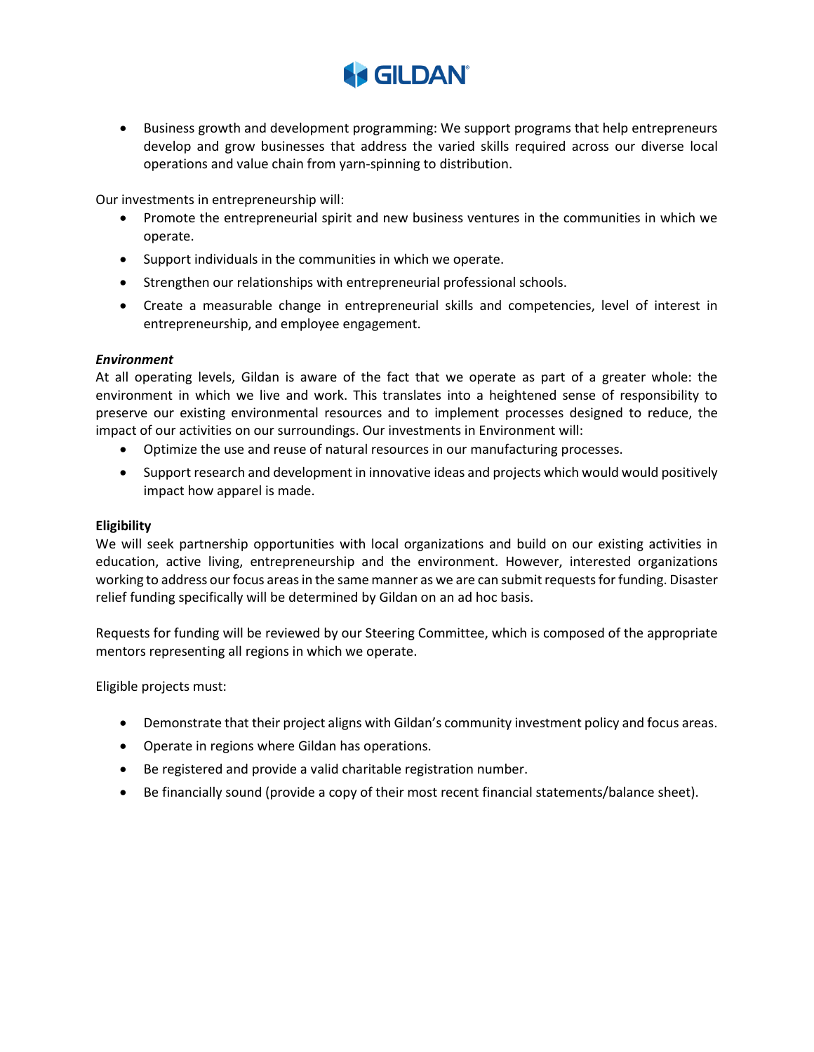- Business growth and development programming: We support programs that help entrepreneurs develop and grow businesses that address the varied skills required across our diverse local operations and value chain from yarn-spinning to distribution.

Our investments in entrepreneurship will:

- Promote the entrepreneurial spirit and new business ventures in the communities in which we operate.
- Support individuals in the communities in which we operate.
- Strengthen our relationships with entrepreneurial professional schools.
- Create a measurable change in entrepreneurial skills and competencies, level of interest in entrepreneurship, and employee engagement.

***Environment***

At all operating levels, Gildan is aware of the fact that we operate as part of a greater whole: the environment in which we live and work. This translates into a heightened sense of responsibility to preserve our existing environmental resources and to implement processes designed to reduce, the impact of our activities on our surroundings. Our investments in Environment will:

- Optimize the use and reuse of natural resources in our manufacturing processes.
- Support research and development in innovative ideas and projects which would would positively impact how apparel is made.

**Eligibility**

We will seek partnership opportunities with local organizations and build on our existing activities in education, active living, entrepreneurship and the environment. However, interested organizations working to address our focus areas in the same manner as we are can submit requests for funding. Disaster relief funding specifically will be determined by Gildan on an ad hoc basis.

Requests for funding will be reviewed by our Steering Committee, which is composed of the appropriate mentors representing all regions in which we operate.

Eligible projects must:

- Demonstrate that their project aligns with Gildan's community investment policy and focus areas.
- Operate in regions where Gildan has operations.
- Be registered and provide a valid charitable registration number.
- Be financially sound (provide a copy of their most recent financial statements/balance sheet).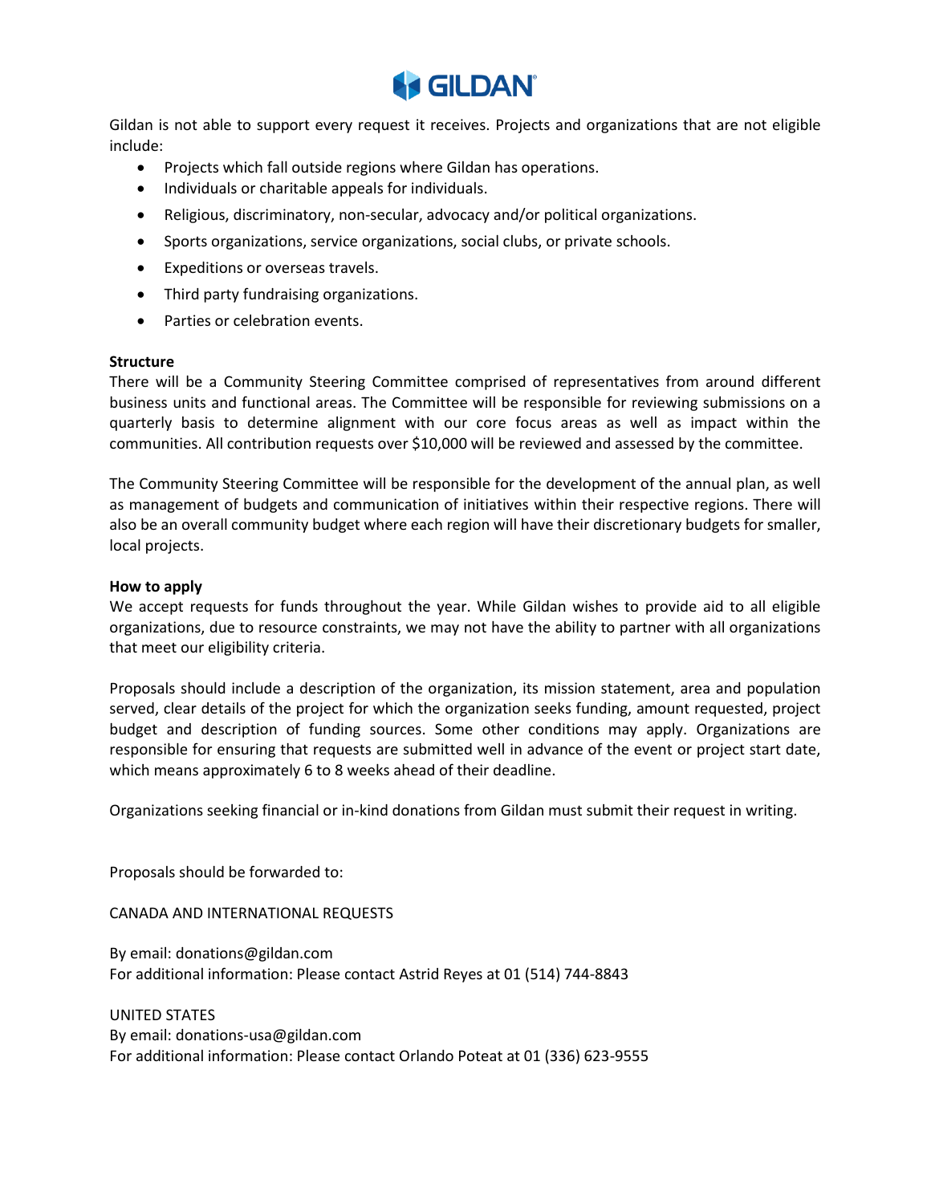Gildan is not able to support every request it receives. Projects and organizations that are not eligible include:

- Projects which fall outside regions where Gildan has operations.
- Individuals or charitable appeals for individuals.
- Religious, discriminatory, non-secular, advocacy and/or political organizations.
- Sports organizations, service organizations, social clubs, or private schools.
- Expeditions or overseas travels.
- Third party fundraising organizations.
- Parties or celebration events.

**Structure**

There will be a Community Steering Committee comprised of representatives from around different business units and functional areas. The Committee will be responsible for reviewing submissions on a quarterly basis to determine alignment with our core focus areas as well as impact within the communities. All contribution requests over $10,000 will be reviewed and assessed by the committee.

The Community Steering Committee will be responsible for the development of the annual plan, as well as management of budgets and communication of initiatives within their respective regions. There will also be an overall community budget where each region will have their discretionary budgets for smaller, local projects.

**How to apply**

We accept requests for funds throughout the year. While Gildan wishes to provide aid to all eligible organizations, due to resource constraints, we may not have the ability to partner with all organizations that meet our eligibility criteria.

Proposals should include a description of the organization, its mission statement, area and population served, clear details of the project for which the organization seeks funding, amount requested, project budget and description of funding sources. Some other conditions may apply. Organizations are responsible for ensuring that requests are submitted well in advance of the event or project start date, which means approximately 6 to 8 weeks ahead of their deadline.

Organizations seeking financial or in-kind donations from Gildan must submit their request in writing.

Proposals should be forwarded to:

CANADA AND INTERNATIONAL REQUESTS

By email: donations@gildan.com
For additional information: Please contact Astrid Reyes at 01 (514) 744-8843

UNITED STATES
By email: donations-usa@gildan.com
For additional information: Please contact Orlando Poteat at 01 (336) 623-9555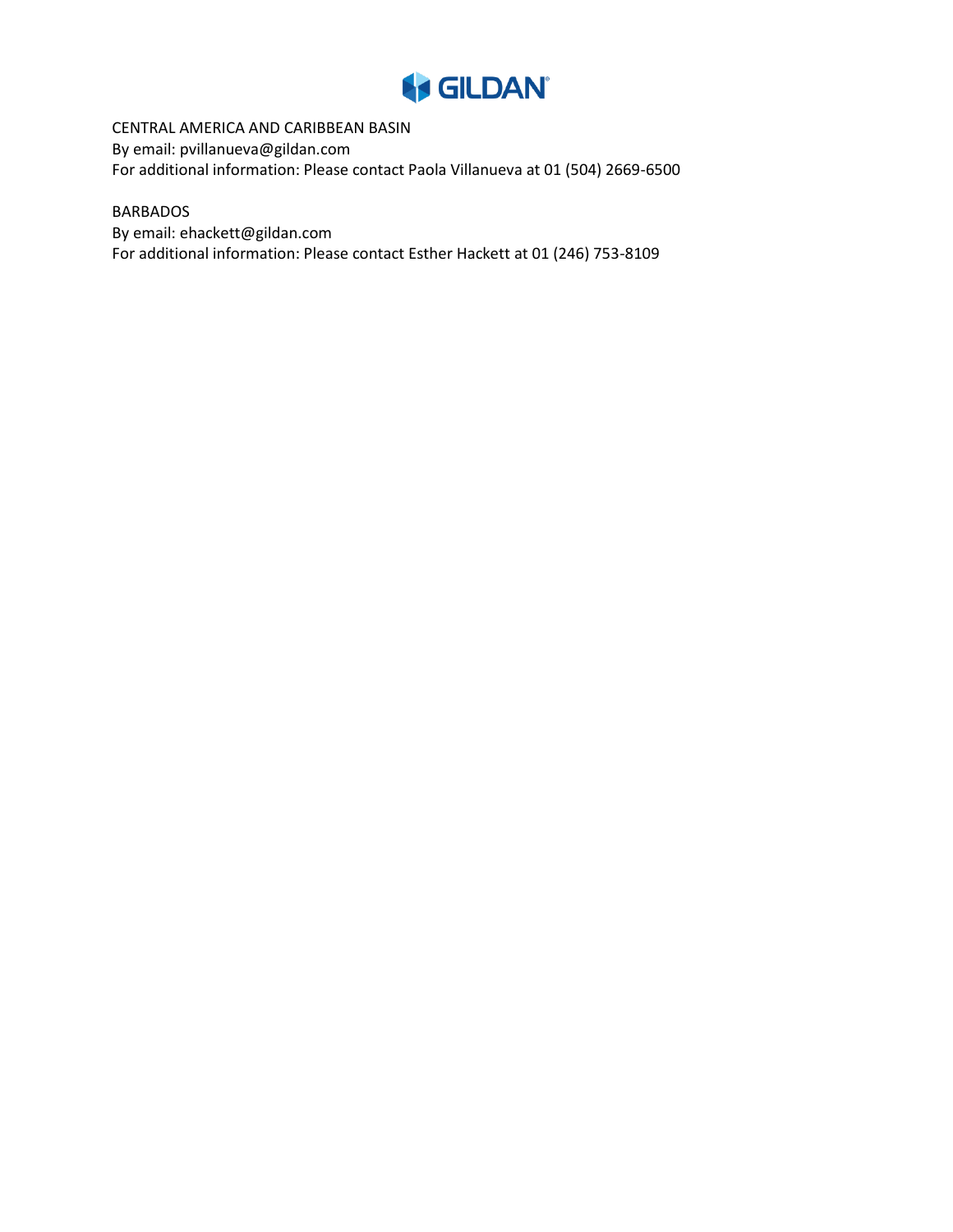CENTRAL AMERICA AND CARIBBEAN BASIN
By email: pvillanueva@gildan.com
For additional information: Please contact Paola Villanueva at 01 (504) 2669-6500

BARBADOS
By email: ehackett@gildan.com
For additional information: Please contact Esther Hackett at 01 (246) 753-8109